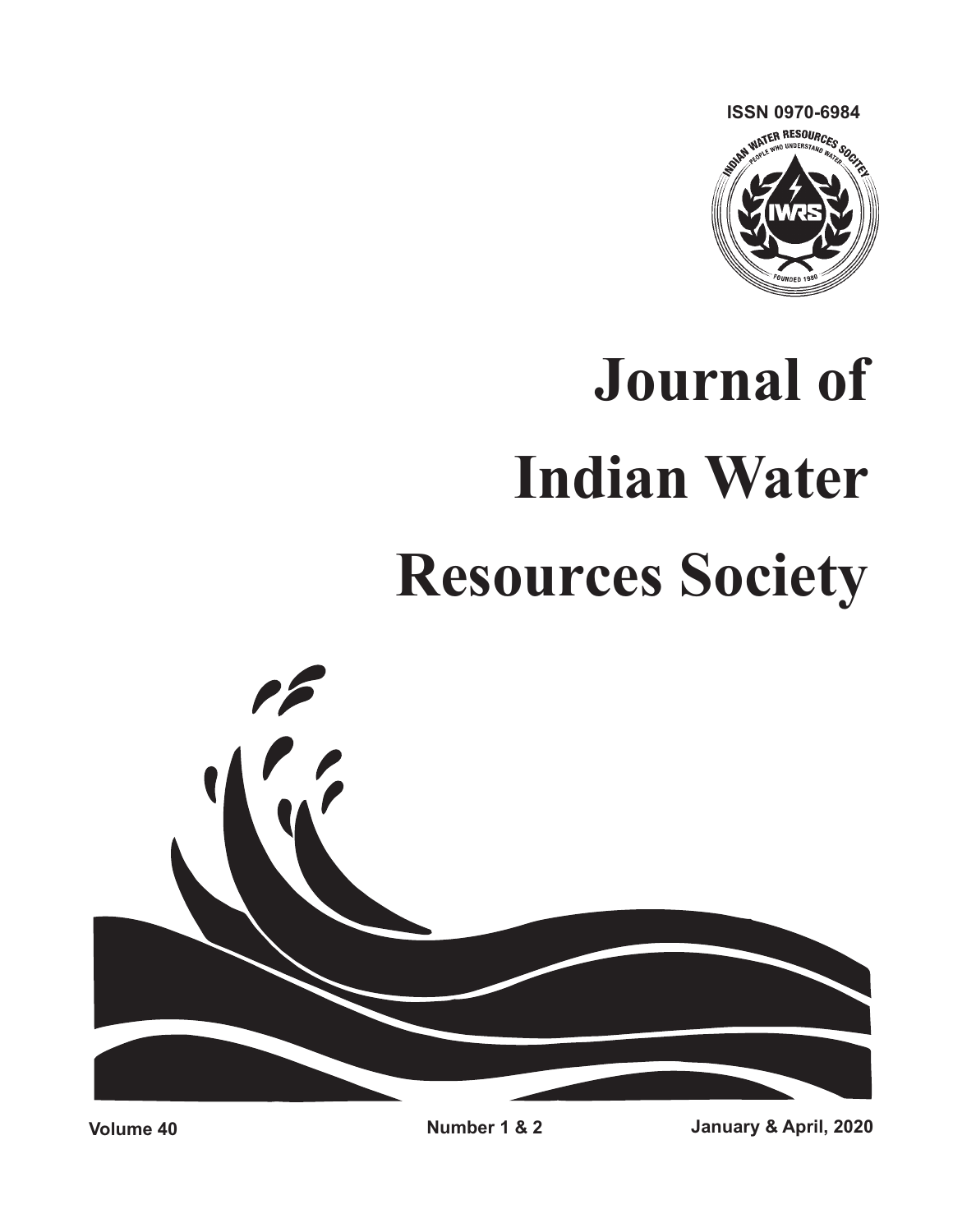ISSN 0970-6984

# Journal of Indian Water Resources Society

Volume 40 | Number 1 & 2 | January & April, 2020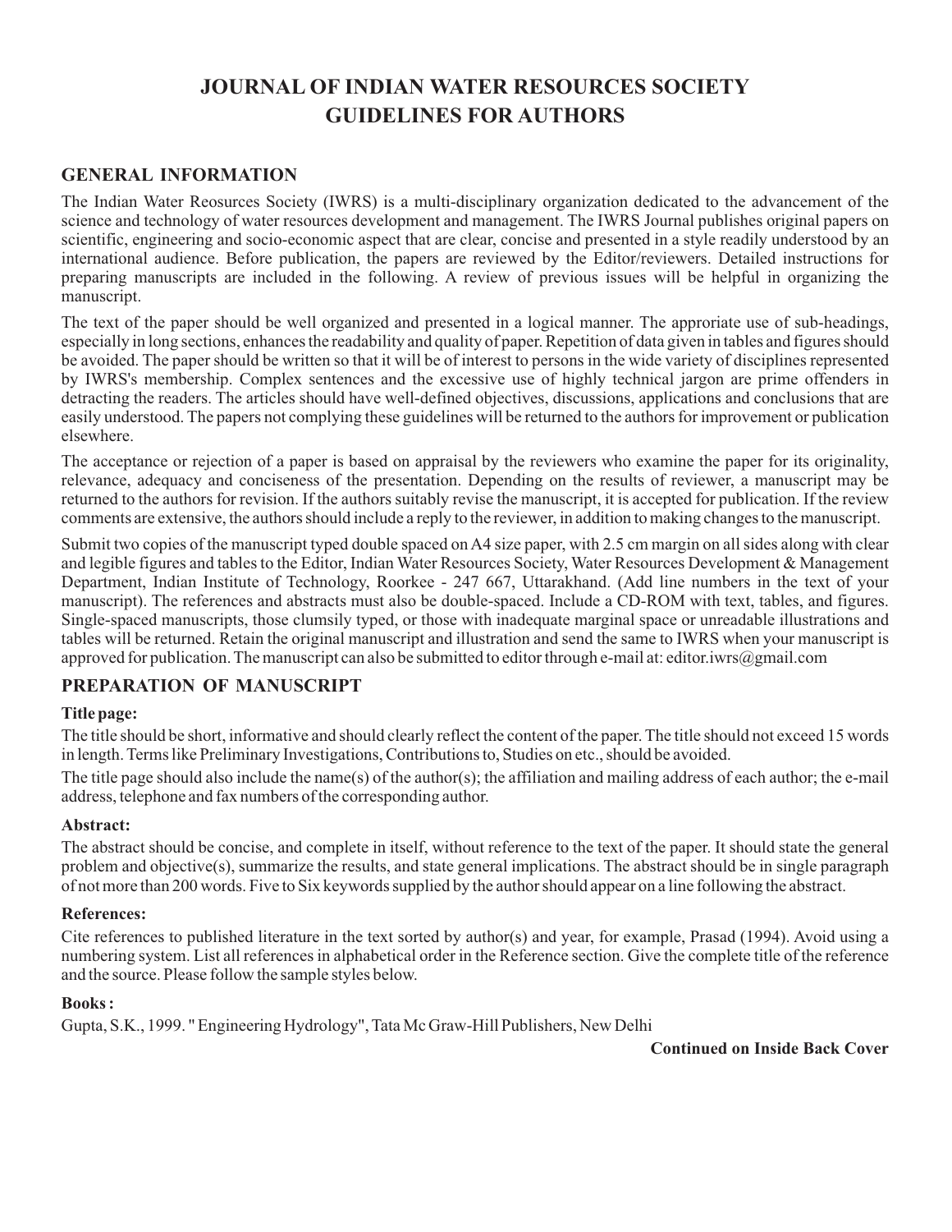# JOURNAL OF INDIAN WATER RESOURCES SOCIETY
# GUIDELINES FOR AUTHORS

## GENERAL INFORMATION

The Indian Water Reosurces Society (IWRS) is a multi-disciplinary organization dedicated to the advancement of the science and technology of water resources development and management. The IWRS Journal publishes original papers on scientific, engineering and socio-economic aspect that are clear, concise and presented in a style readily understood by an international audience. Before publication, the papers are reviewed by the Editor/reviewers. Detailed instructions for preparing manuscripts are included in the following. A review of previous issues will be helpful in organizing the manuscript.

The text of the paper should be well organized and presented in a logical manner. The approriate use of sub-headings, especially in long sections, enhances the readability and quality of paper. Repetition of data given in tables and figures should be avoided. The paper should be written so that it will be of interest to persons in the wide variety of disciplines represented by IWRS's membership. Complex sentences and the excessive use of highly technical jargon are prime offenders in detracting the readers. The articles should have well-defined objectives, discussions, applications and conclusions that are easily understood. The papers not complying these guidelines will be returned to the authors for improvement or publication elsewhere.

The acceptance or rejection of a paper is based on appraisal by the reviewers who examine the paper for its originality, relevance, adequacy and conciseness of the presentation. Depending on the results of reviewer, a manuscript may be returned to the authors for revision. If the authors suitably revise the manuscript, it is accepted for publication. If the review comments are extensive, the authors should include a reply to the reviewer, in addition to making changes to the manuscript.

Submit two copies of the manuscript typed double spaced on A4 size paper, with 2.5 cm margin on all sides along with clear and legible figures and tables to the Editor, Indian Water Resources Society, Water Resources Development & Management Department, Indian Institute of Technology, Roorkee - 247 667, Uttarakhand. (Add line numbers in the text of your manuscript). The references and abstracts must also be double-spaced. Include a CD-ROM with text, tables, and figures. Single-spaced manuscripts, those clumsily typed, or those with inadequate marginal space or unreadable illustrations and tables will be returned. Retain the original manuscript and illustration and send the same to IWRS when your manuscript is approved for publication. The manuscript can also be submitted to editor through e-mail at: editor.iwrs@gmail.com

## PREPARATION OF MANUSCRIPT

### Title page:

The title should be short, informative and should clearly reflect the content of the paper. The title should not exceed 15 words in length. Terms like Preliminary Investigations, Contributions to, Studies on etc., should be avoided.

The title page should also include the name(s) of the author(s); the affiliation and mailing address of each author; the e-mail address, telephone and fax numbers of the corresponding author.

### Abstract:

The abstract should be concise, and complete in itself, without reference to the text of the paper. It should state the general problem and objective(s), summarize the results, and state general implications. The abstract should be in single paragraph of not more than 200 words. Five to Six keywords supplied by the author should appear on a line following the abstract.

### References:

Cite references to published literature in the text sorted by author(s) and year, for example, Prasad (1994). Avoid using a numbering system. List all references in alphabetical order in the Reference section. Give the complete title of the reference and the source. Please follow the sample styles below.

### Books :

Gupta, S.K., 1999. " Engineering Hydrology", Tata Mc Graw-Hill Publishers, New Delhi

**Continued on Inside Back Cover**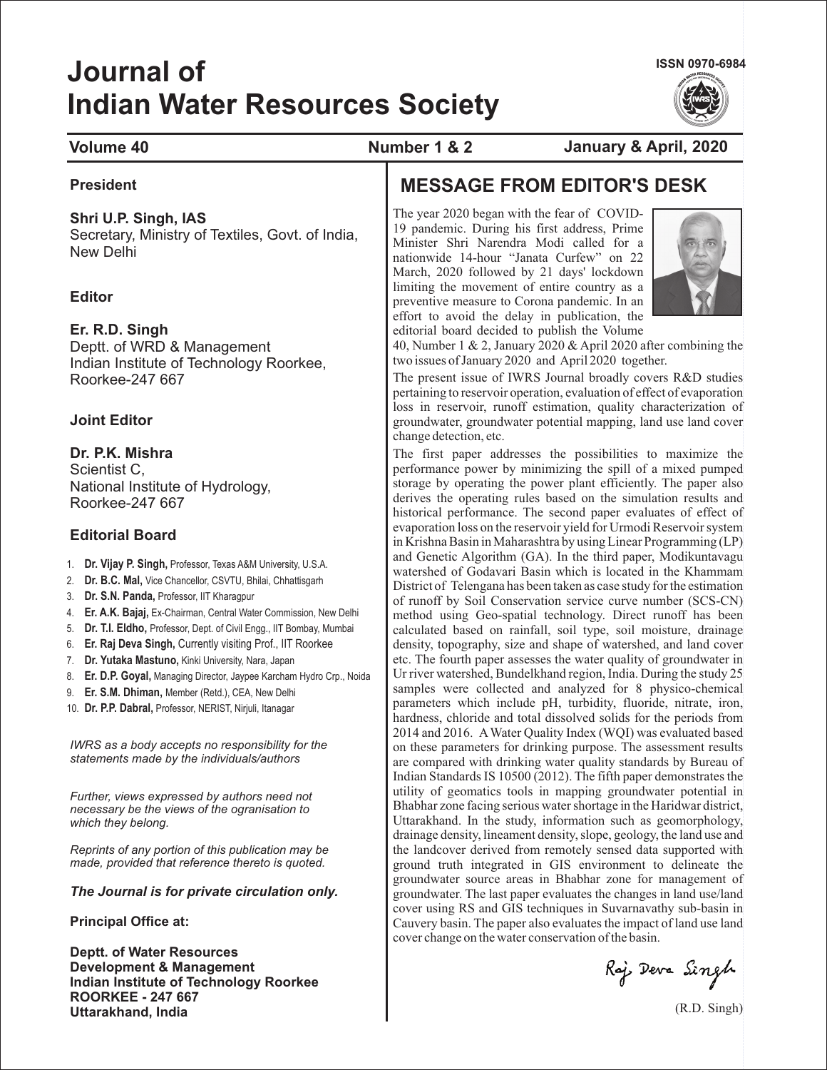# Journal of Indian Water Resources Society

ISSN 0970-6984

**Volume 40** **Number 1 & 2** **January & April, 2020**

**President**

**Shri U.P. Singh, IAS**
Secretary, Ministry of Textiles, Govt. of India, New Delhi

**Editor**

**Er. R.D. Singh**
Deptt. of WRD & Management
Indian Institute of Technology Roorkee, Roorkee-247 667

**Joint Editor**

**Dr. P.K. Mishra**
Scientist C,
National Institute of Hydrology,
Roorkee-247 667

**Editorial Board**

1. **Dr. Vijay P. Singh,** Professor, Texas A&M University, U.S.A.
2. **Dr. B.C. Mal,** Vice Chancellor, CSVTU, Bhilai, Chhattisgarh
3. **Dr. S.N. Panda,** Professor, IIT Kharagpur
4. **Er. A.K. Bajaj,** Ex-Chairman, Central Water Commission, New Delhi
5. **Dr. T.I. Eldho,** Professor, Dept. of Civil Engg., IIT Bombay, Mumbai
6. **Er. Raj Deva Singh,** Currently visiting Prof., IIT Roorkee
7. **Dr. Yutaka Mastuno,** Kinki University, Nara, Japan
8. **Er. D.P. Goyal,** Managing Director, Jaypee Karcham Hydro Crp., Noida
9. **Er. S.M. Dhiman,** Member (Retd.), CEA, New Delhi
10. **Dr. P.P. Dabral,** Professor, NERIST, Nirjuli, Itanagar

*IWRS as a body accepts no responsibility for the statements made by the individuals/authors*

*Further, views expressed by authors need not necessary be the views of the ogranisation to which they belong.*

*Reprints of any portion of this publication may be made, provided that reference thereto is quoted.*

***The Journal is for private circulation only.***

**Principal Office at:**

**Deptt. of Water Resources Development & Management**
**Indian Institute of Technology Roorkee**
**ROORKEE - 247 667**
**Uttarakhand, India**

## MESSAGE FROM EDITOR'S DESK

The year 2020 began with the fear of COVID-19 pandemic. During his first address, Prime Minister Shri Narendra Modi called for a nationwide 14-hour "Janata Curfew" on 22 March, 2020 followed by 21 days' lockdown limiting the movement of entire country as a preventive measure to Corona pandemic. In an effort to avoid the delay in publication, the editorial board decided to publish the Volume 40, Number 1 & 2, January 2020 & April 2020 after combining the two issues of January 2020 and April 2020 together.

The present issue of IWRS Journal broadly covers R&D studies pertaining to reservoir operation, evaluation of effect of evaporation loss in reservoir, runoff estimation, quality characterization of groundwater, groundwater potential mapping, land use land cover change detection, etc.

The first paper addresses the possibilities to maximize the performance power by minimizing the spill of a mixed pumped storage by operating the power plant efficiently. The paper also derives the operating rules based on the simulation results and historical performance. The second paper evaluates of effect of evaporation loss on the reservoir yield for Urmodi Reservoir system in Krishna Basin in Maharashtra by using Linear Programming (LP) and Genetic Algorithm (GA). In the third paper, Modikuntavagu watershed of Godavari Basin which is located in the Khammam District of Telengana has been taken as case study for the estimation of runoff by Soil Conservation service curve number (SCS-CN) method using Geo-spatial technology. Direct runoff has been calculated based on rainfall, soil type, soil moisture, drainage density, topography, size and shape of watershed, and land cover etc. The fourth paper assesses the water quality of groundwater in Ur river watershed, Bundelkhand region, India. During the study 25 samples were collected and analyzed for 8 physico-chemical parameters which include pH, turbidity, fluoride, nitrate, iron, hardness, chloride and total dissolved solids for the periods from 2014 and 2016. A Water Quality Index (WQI) was evaluated based on these parameters for drinking purpose. The assessment results are compared with drinking water quality standards by Bureau of Indian Standards IS 10500 (2012). The fifth paper demonstrates the utility of geomatics tools in mapping groundwater potential in Bhabhar zone facing serious water shortage in the Haridwar district, Uttarakhand. In the study, information such as geomorphology, drainage density, lineament density, slope, geology, the land use and the landcover derived from remotely sensed data supported with ground truth integrated in GIS environment to delineate the groundwater source areas in Bhabhar zone for management of groundwater. The last paper evaluates the changes in land use/land cover using RS and GIS techniques in Suvarnavathy sub-basin in Cauvery basin. The paper also evaluates the impact of land use land cover change on the water conservation of the basin.

Raj Deva Singh

(R.D. Singh)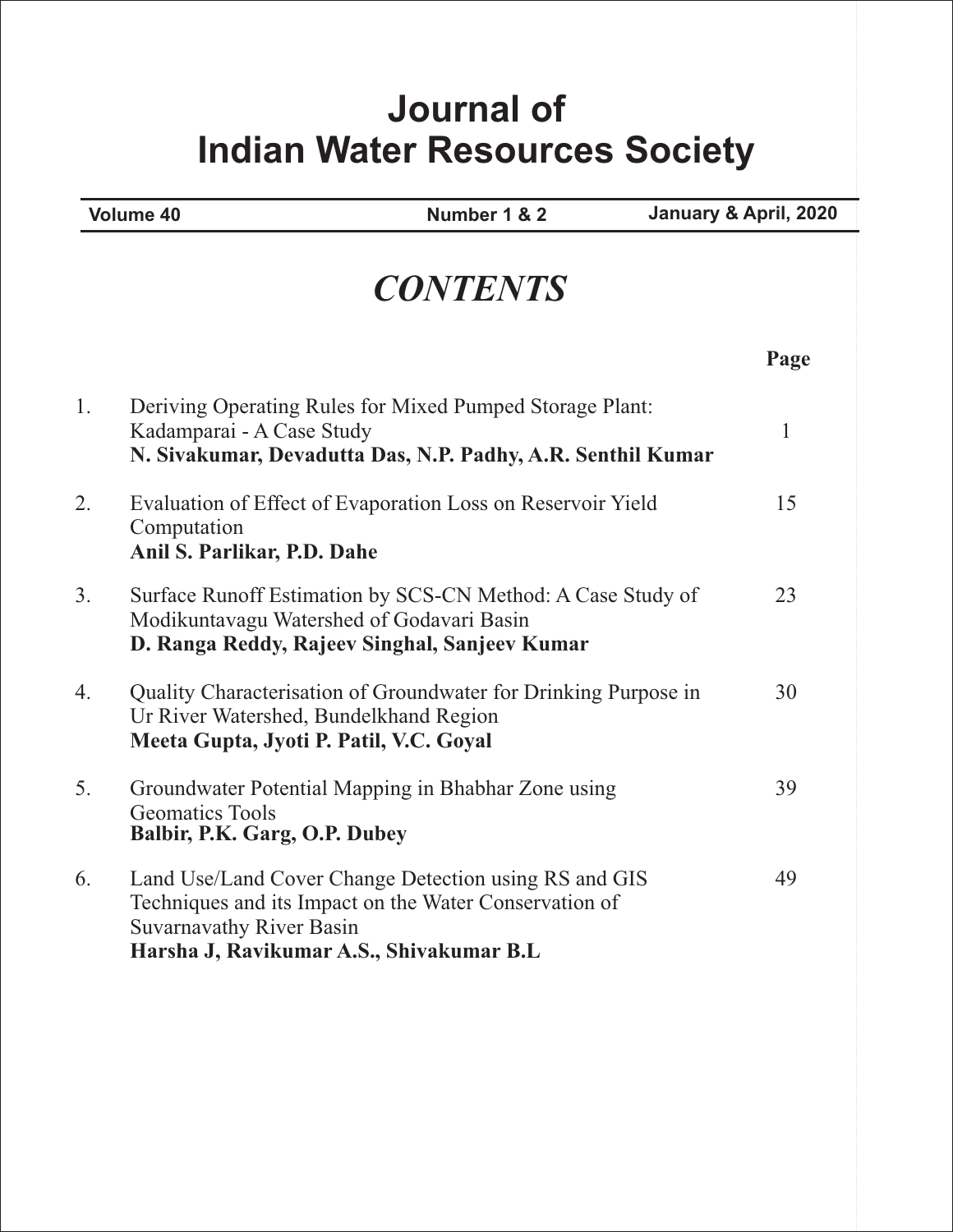# Journal of Indian Water Resources Society

**Volume 40** **Number 1 & 2** **January & April, 2020**

## *CONTENTS*

| | | Page |
|---|---|---|
| 1. | Deriving Operating Rules for Mixed Pumped Storage Plant: Kadamparai - A Case Study<br>**N. Sivakumar, Devadutta Das, N.P. Padhy, A.R. Senthil Kumar** | 1 |
| 2. | Evaluation of Effect of Evaporation Loss on Reservoir Yield Computation<br>**Anil S. Parlikar, P.D. Dahe** | 15 |
| 3. | Surface Runoff Estimation by SCS-CN Method: A Case Study of Modikuntavagu Watershed of Godavari Basin<br>**D. Ranga Reddy, Rajeev Singhal, Sanjeev Kumar** | 23 |
| 4. | Quality Characterisation of Groundwater for Drinking Purpose in Ur River Watershed, Bundelkhand Region<br>**Meeta Gupta, Jyoti P. Patil, V.C. Goyal** | 30 |
| 5. | Groundwater Potential Mapping in Bhabhar Zone using Geomatics Tools<br>**Balbir, P.K. Garg, O.P. Dubey** | 39 |
| 6. | Land Use/Land Cover Change Detection using RS and GIS Techniques and its Impact on the Water Conservation of Suvarnavathy River Basin<br>**Harsha J, Ravikumar A.S., Shivakumar B.L** | 49 |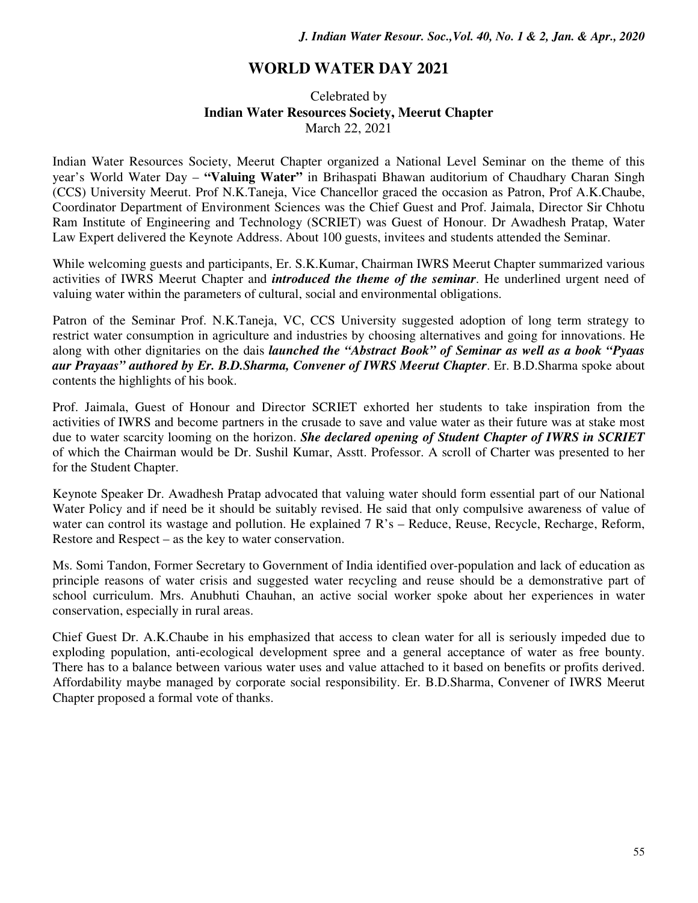# WORLD WATER DAY 2021

Celebrated by

**Indian Water Resources Society, Meerut Chapter**

March 22, 2021

Indian Water Resources Society, Meerut Chapter organized a National Level Seminar on the theme of this year's World Water Day – **"Valuing Water"** in Brihaspati Bhawan auditorium of Chaudhary Charan Singh (CCS) University Meerut. Prof N.K.Taneja, Vice Chancellor graced the occasion as Patron, Prof A.K.Chaube, Coordinator Department of Environment Sciences was the Chief Guest and Prof. Jaimala, Director Sir Chhotu Ram Institute of Engineering and Technology (SCRIET) was Guest of Honour. Dr Awadhesh Pratap, Water Law Expert delivered the Keynote Address. About 100 guests, invitees and students attended the Seminar.

While welcoming guests and participants, Er. S.K.Kumar, Chairman IWRS Meerut Chapter summarized various activities of IWRS Meerut Chapter and ***introduced the theme of the seminar***. He underlined urgent need of valuing water within the parameters of cultural, social and environmental obligations.

Patron of the Seminar Prof. N.K.Taneja, VC, CCS University suggested adoption of long term strategy to restrict water consumption in agriculture and industries by choosing alternatives and going for innovations. He along with other dignitaries on the dais ***launched the "Abstract Book" of Seminar as well as a book "Pyaas aur Prayaas" authored by Er. B.D.Sharma, Convener of IWRS Meerut Chapter***. Er. B.D.Sharma spoke about contents the highlights of his book.

Prof. Jaimala, Guest of Honour and Director SCRIET exhorted her students to take inspiration from the activities of IWRS and become partners in the crusade to save and value water as their future was at stake most due to water scarcity looming on the horizon. ***She declared opening of Student Chapter of IWRS in SCRIET*** of which the Chairman would be Dr. Sushil Kumar, Asstt. Professor. A scroll of Charter was presented to her for the Student Chapter.

Keynote Speaker Dr. Awadhesh Pratap advocated that valuing water should form essential part of our National Water Policy and if need be it should be suitably revised. He said that only compulsive awareness of value of water can control its wastage and pollution. He explained 7 R's – Reduce, Reuse, Recycle, Recharge, Reform, Restore and Respect – as the key to water conservation.

Ms. Somi Tandon, Former Secretary to Government of India identified over-population and lack of education as principle reasons of water crisis and suggested water recycling and reuse should be a demonstrative part of school curriculum. Mrs. Anubhuti Chauhan, an active social worker spoke about her experiences in water conservation, especially in rural areas.

Chief Guest Dr. A.K.Chaube in his emphasized that access to clean water for all is seriously impeded due to exploding population, anti-ecological development spree and a general acceptance of water as free bounty. There has to a balance between various water uses and value attached to it based on benefits or profits derived. Affordability maybe managed by corporate social responsibility. Er. B.D.Sharma, Convener of IWRS Meerut Chapter proposed a formal vote of thanks.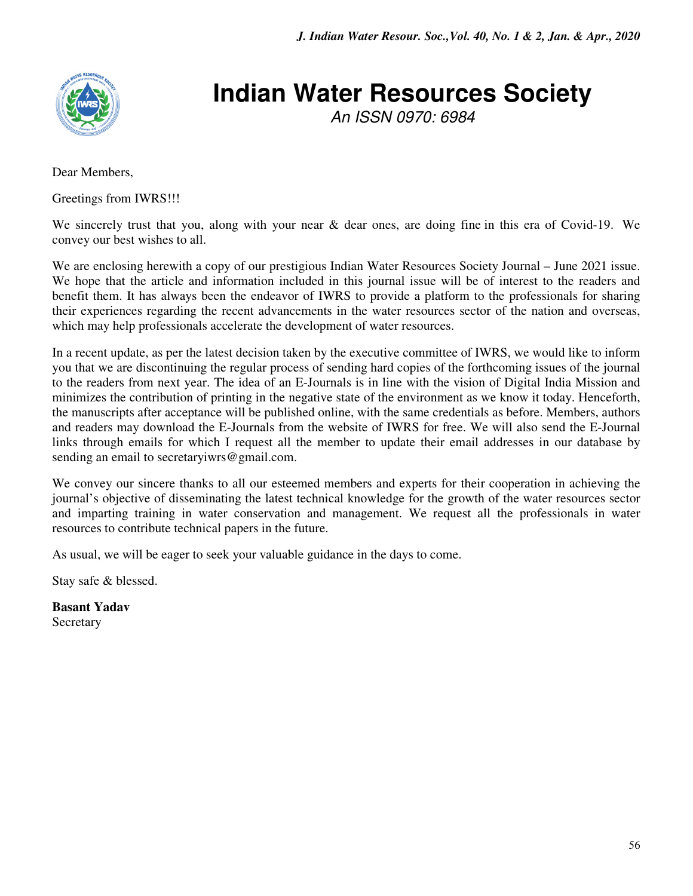# Indian Water Resources Society

*An ISSN 0970: 6984*

Dear Members,

Greetings from IWRS!!!

We sincerely trust that you, along with your near & dear ones, are doing fine in this era of Covid-19. We convey our best wishes to all.

We are enclosing herewith a copy of our prestigious Indian Water Resources Society Journal – June 2021 issue. We hope that the article and information included in this journal issue will be of interest to the readers and benefit them. It has always been the endeavor of IWRS to provide a platform to the professionals for sharing their experiences regarding the recent advancements in the water resources sector of the nation and overseas, which may help professionals accelerate the development of water resources.

In a recent update, as per the latest decision taken by the executive committee of IWRS, we would like to inform you that we are discontinuing the regular process of sending hard copies of the forthcoming issues of the journal to the readers from next year. The idea of an E-Journals is in line with the vision of Digital India Mission and minimizes the contribution of printing in the negative state of the environment as we know it today. Henceforth, the manuscripts after acceptance will be published online, with the same credentials as before. Members, authors and readers may download the E-Journals from the website of IWRS for free. We will also send the E-Journal links through emails for which I request all the member to update their email addresses in our database by sending an email to secretaryiwrs@gmail.com.

We convey our sincere thanks to all our esteemed members and experts for their cooperation in achieving the journal's objective of disseminating the latest technical knowledge for the growth of the water resources sector and imparting training in water conservation and management. We request all the professionals in water resources to contribute technical papers in the future.

As usual, we will be eager to seek your valuable guidance in the days to come.

Stay safe & blessed.

**Basant Yadav**
Secretary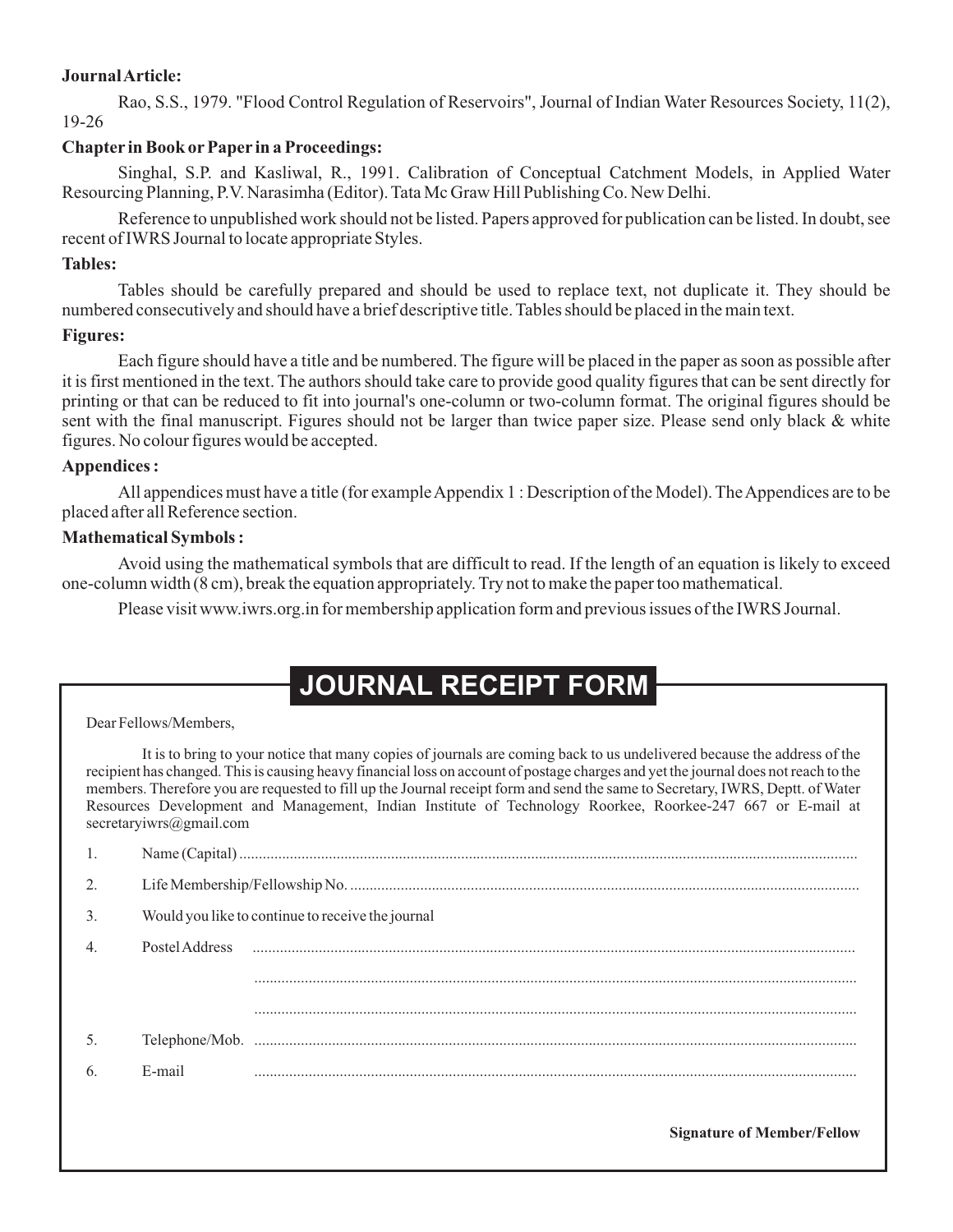**Journal Article:**

Rao, S.S., 1979. "Flood Control Regulation of Reservoirs", Journal of Indian Water Resources Society, 11(2), 19-26

**Chapter in Book or Paper in a Proceedings:**

Singhal, S.P. and Kasliwal, R., 1991. Calibration of Conceptual Catchment Models, in Applied Water Resourcing Planning, P.V. Narasimha (Editor). Tata Mc Graw Hill Publishing Co. New Delhi.

Reference to unpublished work should not be listed. Papers approved for publication can be listed. In doubt, see recent of IWRS Journal to locate appropriate Styles.

**Tables:**

Tables should be carefully prepared and should be used to replace text, not duplicate it. They should be numbered consecutively and should have a brief descriptive title. Tables should be placed in the main text.

**Figures:**

Each figure should have a title and be numbered. The figure will be placed in the paper as soon as possible after it is first mentioned in the text. The authors should take care to provide good quality figures that can be sent directly for printing or that can be reduced to fit into journal's one-column or two-column format. The original figures should be sent with the final manuscript. Figures should not be larger than twice paper size. Please send only black & white figures. No colour figures would be accepted.

**Appendices :**

All appendices must have a title (for example Appendix 1 : Description of the Model). The Appendices are to be placed after all Reference section.

**Mathematical Symbols :**

Avoid using the mathematical symbols that are difficult to read. If the length of an equation is likely to exceed one-column width (8 cm), break the equation appropriately. Try not to make the paper too mathematical.

Please visit www.iwrs.org.in for membership application form and previous issues of the IWRS Journal.

## JOURNAL RECEIPT FORM

Dear Fellows/Members,

It is to bring to your notice that many copies of journals are coming back to us undelivered because the address of the recipient has changed. This is causing heavy financial loss on account of postage charges and yet the journal does not reach to the members. Therefore you are requested to fill up the Journal receipt form and send the same to Secretary, IWRS, Deptt. of Water Resources Development and Management, Indian Institute of Technology Roorkee, Roorkee-247 667 or E-mail at secretaryiwrs@gmail.com

1. Name (Capital) ...............................................................................
2. Life Membership/Fellowship No. ...............................................................................
3. Would you like to continue to receive the journal
4. Postel Address ...............................................................................

   ...............................................................................

   ...............................................................................
5. Telephone/Mob. ...............................................................................
6. E-mail ...............................................................................

**Signature of Member/Fellow**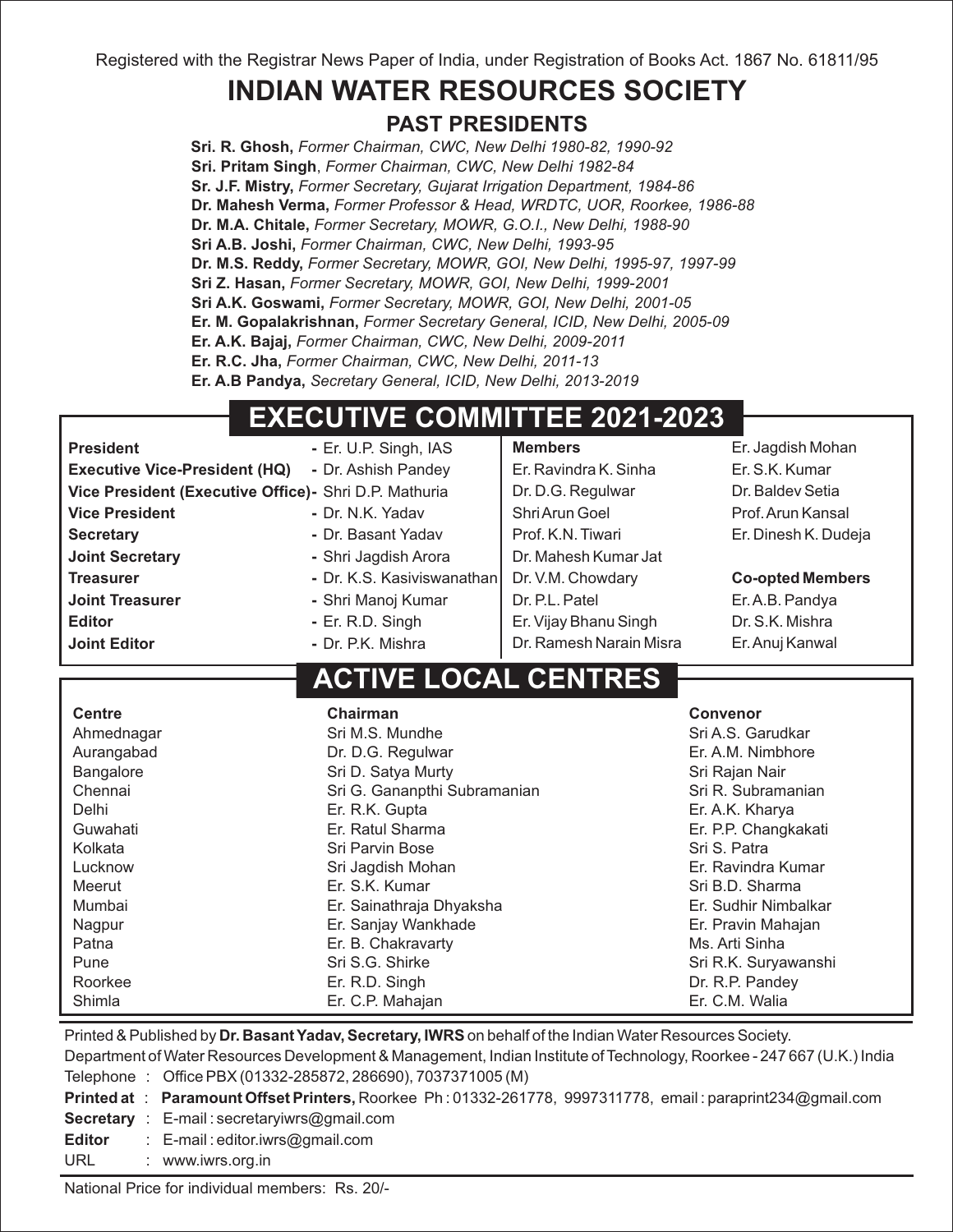Registered with the Registrar News Paper of India, under Registration of Books Act. 1867 No. 61811/95

# INDIAN WATER RESOURCES SOCIETY

## PAST PRESIDENTS

**Sri. R. Ghosh,** *Former Chairman, CWC, New Delhi 1980-82, 1990-92*
**Sri. Pritam Singh**, *Former Chairman, CWC, New Delhi 1982-84*
**Sr. J.F. Mistry,** *Former Secretary, Gujarat Irrigation Department, 1984-86*
**Dr. Mahesh Verma,** *Former Professor & Head, WRDTC, UOR, Roorkee, 1986-88*
**Dr. M.A. Chitale,** *Former Secretary, MOWR, G.O.I., New Delhi, 1988-90*
**Sri A.B. Joshi,** *Former Chairman, CWC, New Delhi, 1993-95*
**Dr. M.S. Reddy,** *Former Secretary, MOWR, GOI, New Delhi, 1995-97, 1997-99*
**Sri Z. Hasan,** *Former Secretary, MOWR, GOI, New Delhi, 1999-2001*
**Sri A.K. Goswami,** *Former Secretary, MOWR, GOI, New Delhi, 2001-05*
**Er. M. Gopalakrishnan,** *Former Secretary General, ICID, New Delhi, 2005-09*
**Er. A.K. Bajaj,** *Former Chairman, CWC, New Delhi, 2009-2011*
**Er. R.C. Jha,** *Former Chairman, CWC, New Delhi, 2011-13*
**Er. A.B Pandya,** *Secretary General, ICID, New Delhi, 2013-2019*

## EXECUTIVE COMMITTEE 2021-2023

| | |
|---|---|
| **President** | - Er. U.P. Singh, IAS |
| **Executive Vice-President (HQ)** | - Dr. Ashish Pandey |
| **Vice President (Executive Office)** | - Shri D.P. Mathuria |
| **Vice President** | - Dr. N.K. Yadav |
| **Secretary** | - Dr. Basant Yadav |
| **Joint Secretary** | - Shri Jagdish Arora |
| **Treasurer** | - Dr. K.S. Kasiviswanathan |
| **Joint Treasurer** | - Shri Manoj Kumar |
| **Editor** | - Er. R.D. Singh |
| **Joint Editor** | - Dr. P.K. Mishra |

**Members**

Er. Ravindra K. Sinha
Dr. D.G. Regulwar
Shri Arun Goel
Prof. K.N. Tiwari
Dr. Mahesh Kumar Jat
Dr. V.M. Chowdary
Dr. P.L. Patel
Er. Vijay Bhanu Singh
Dr. Ramesh Narain Misra
Er. Jagdish Mohan
Er. S.K. Kumar
Dr. Baldev Setia
Prof. Arun Kansal
Er. Dinesh K. Dudeja

**Co-opted Members**

Er. A.B. Pandya
Dr. S.K. Mishra
Er. Anuj Kanwal

## ACTIVE LOCAL CENTRES

| Centre | Chairman | Convenor |
|---|---|---|
| Ahmednagar | Sri M.S. Mundhe | Sri A.S. Garudkar |
| Aurangabad | Dr. D.G. Regulwar | Er. A.M. Nimbhore |
| Bangalore | Sri D. Satya Murty | Sri Rajan Nair |
| Chennai | Sri G. Gananpthi Subramanian | Sri R. Subramanian |
| Delhi | Er. R.K. Gupta | Er. A.K. Kharya |
| Guwahati | Er. Ratul Sharma | Er. P.P. Changkakati |
| Kolkata | Sri Parvin Bose | Sri S. Patra |
| Lucknow | Sri Jagdish Mohan | Er. Ravindra Kumar |
| Meerut | Er. S.K. Kumar | Sri B.D. Sharma |
| Mumbai | Er. Sainathraja Dhyaksha | Er. Sudhir Nimbalkar |
| Nagpur | Er. Sanjay Wankhade | Er. Pravin Mahajan |
| Patna | Er. B. Chakravarty | Ms. Arti Sinha |
| Pune | Sri S.G. Shirke | Sri R.K. Suryawanshi |
| Roorkee | Er. R.D. Singh | Dr. R.P. Pandey |
| Shimla | Er. C.P. Mahajan | Er. C.M. Walia |

Printed & Published by **Dr. Basant Yadav, Secretary, IWRS** on behalf of the Indian Water Resources Society.
Department of Water Resources Development & Management, Indian Institute of Technology, Roorkee - 247 667 (U.K.) India
Telephone : Office PBX (01332-285872, 286690), 7037371005 (M)
**Printed at** : **Paramount Offset Printers,** Roorkee Ph : 01332-261778, 9997311778, email : paraprint234@gmail.com
**Secretary** : E-mail : secretaryiwrs@gmail.com
**Editor** : E-mail : editor.iwrs@gmail.com
URL : www.iwrs.org.in

National Price for individual members: Rs. 20/-